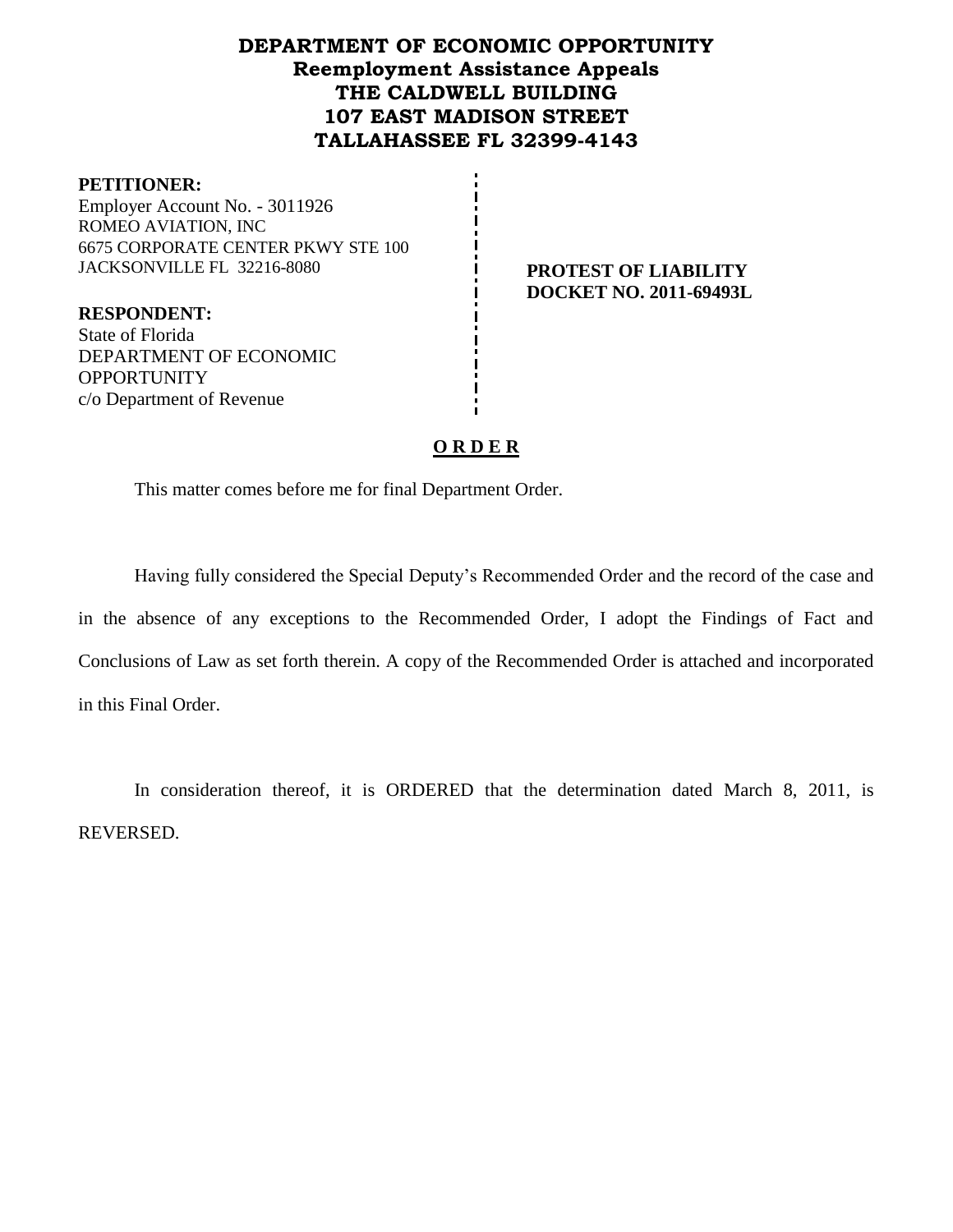# DEPARTMENT OF ECONOMIC OPPORTUNITY
## Reemployment Assistance Appeals
## THE CALDWELL BUILDING
## 107 EAST MADISON STREET
## TALLAHASSEE FL 32399-4143

**PETITIONER:**
Employer Account No. - 3011926
ROMEO AVIATION, INC
6675 CORPORATE CENTER PKWY STE 100
JACKSONVILLE FL 32216-8080

**PROTEST OF LIABILITY**
**DOCKET NO. 2011-69493L**

**RESPONDENT:**
State of Florida
DEPARTMENT OF ECONOMIC OPPORTUNITY
c/o Department of Revenue

## O R D E R

This matter comes before me for final Department Order.

Having fully considered the Special Deputy's Recommended Order and the record of the case and in the absence of any exceptions to the Recommended Order, I adopt the Findings of Fact and Conclusions of Law as set forth therein. A copy of the Recommended Order is attached and incorporated in this Final Order.

In consideration thereof, it is ORDERED that the determination dated March 8, 2011, is REVERSED.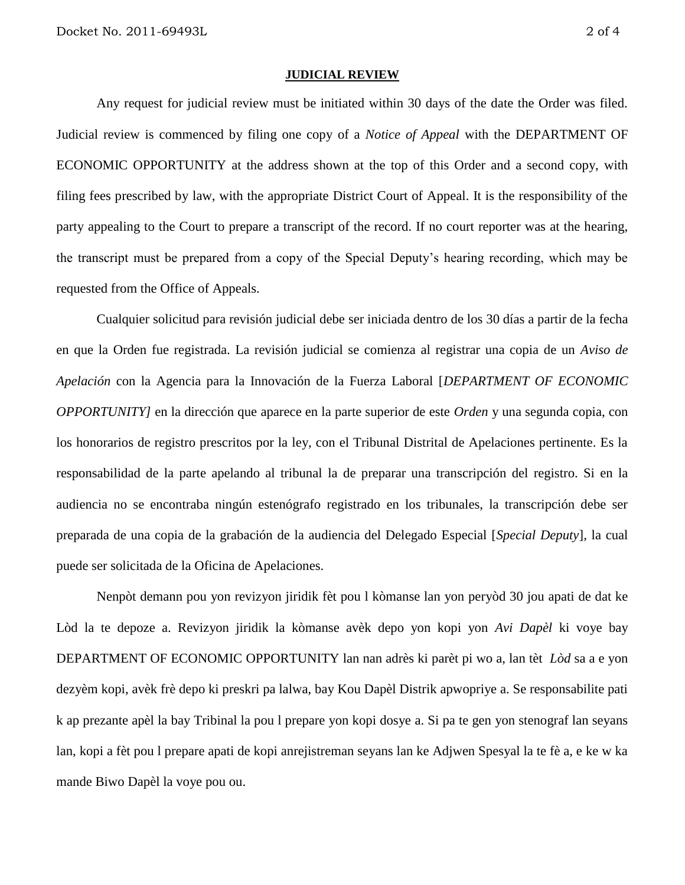**JUDICIAL REVIEW**

Any request for judicial review must be initiated within 30 days of the date the Order was filed. Judicial review is commenced by filing one copy of a *Notice of Appeal* with the DEPARTMENT OF ECONOMIC OPPORTUNITY at the address shown at the top of this Order and a second copy, with filing fees prescribed by law, with the appropriate District Court of Appeal. It is the responsibility of the party appealing to the Court to prepare a transcript of the record. If no court reporter was at the hearing, the transcript must be prepared from a copy of the Special Deputy's hearing recording, which may be requested from the Office of Appeals.

Cualquier solicitud para revisión judicial debe ser iniciada dentro de los 30 días a partir de la fecha en que la Orden fue registrada. La revisión judicial se comienza al registrar una copia de un *Aviso de Apelación* con la Agencia para la Innovación de la Fuerza Laboral [*DEPARTMENT OF ECONOMIC OPPORTUNITY]* en la dirección que aparece en la parte superior de este *Orden* y una segunda copia, con los honorarios de registro prescritos por la ley, con el Tribunal Distrital de Apelaciones pertinente. Es la responsabilidad de la parte apelando al tribunal la de preparar una transcripción del registro. Si en la audiencia no se encontraba ningún estenógrafo registrado en los tribunales, la transcripción debe ser preparada de una copia de la grabación de la audiencia del Delegado Especial [*Special Deputy*], la cual puede ser solicitada de la Oficina de Apelaciones.

Nenpòt demann pou yon revizyon jiridik fèt pou l kòmanse lan yon peryòd 30 jou apati de dat ke Lòd la te depoze a. Revizyon jiridik la kòmanse avèk depo yon kopi yon *Avi Dapèl* ki voye bay DEPARTMENT OF ECONOMIC OPPORTUNITY lan nan adrès ki parèt pi wo a, lan tèt *Lòd* sa a e yon dezyèm kopi, avèk frè depo ki preskri pa lalwa, bay Kou Dapèl Distrik apwopriye a. Se responsabilite pati k ap prezante apèl la bay Tribinal la pou l prepare yon kopi dosye a. Si pa te gen yon stenograf lan seyans lan, kopi a fèt pou l prepare apati de kopi anrejistreman seyans lan ke Adjwen Spesyal la te fè a, e ke w ka mande Biwo Dapèl la voye pou ou.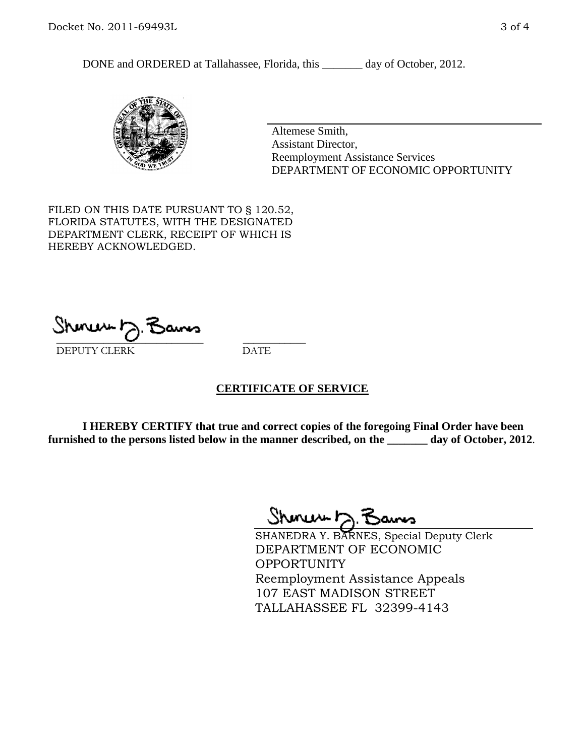DONE and ORDERED at Tallahassee, Florida, this _______ day of October, 2012.

Altemese Smith,
Assistant Director,
Reemployment Assistance Services
DEPARTMENT OF ECONOMIC OPPORTUNITY

FILED ON THIS DATE PURSUANT TO § 120.52, FLORIDA STATUTES, WITH THE DESIGNATED DEPARTMENT CLERK, RECEIPT OF WHICH IS HEREBY ACKNOWLEDGED.

_____________________________ ____________
DEPUTY CLERK DATE

## CERTIFICATE OF SERVICE

**I HEREBY CERTIFY that true and correct copies of the foregoing Final Order have been furnished to the persons listed below in the manner described, on the _______ day of October, 2012**.

SHANEDRA Y. BARNES, Special Deputy Clerk
DEPARTMENT OF ECONOMIC OPPORTUNITY
Reemployment Assistance Appeals
107 EAST MADISON STREET
TALLAHASSEE FL 32399-4143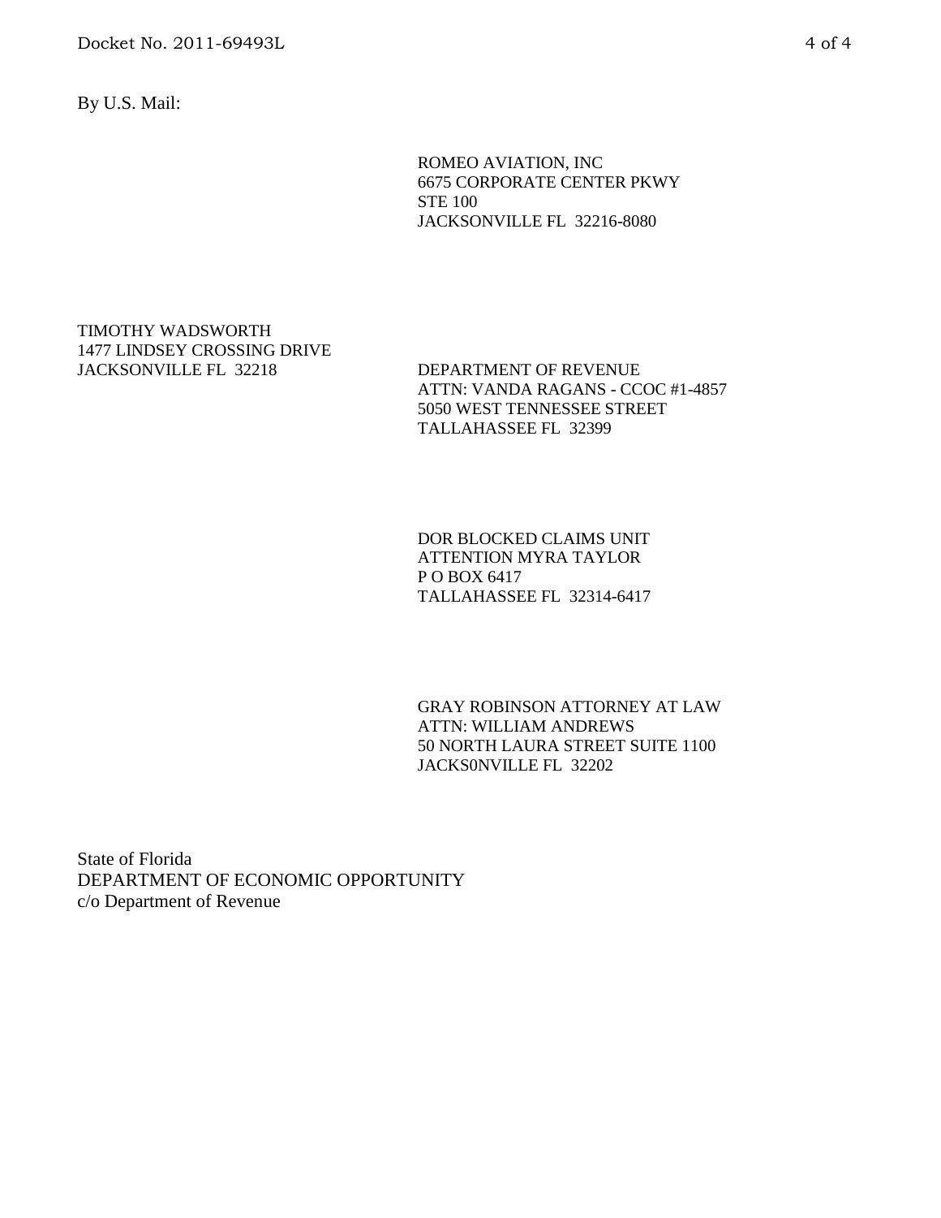By U.S. Mail:

ROMEO AVIATION, INC
6675 CORPORATE CENTER PKWY
STE 100
JACKSONVILLE FL 32216-8080

TIMOTHY WADSWORTH
1477 LINDSEY CROSSING DRIVE
JACKSONVILLE FL 32218

DEPARTMENT OF REVENUE
ATTN: VANDA RAGANS - CCOC #1-4857
5050 WEST TENNESSEE STREET
TALLAHASSEE FL 32399

DOR BLOCKED CLAIMS UNIT
ATTENTION MYRA TAYLOR
P O BOX 6417
TALLAHASSEE FL 32314-6417

GRAY ROBINSON ATTORNEY AT LAW
ATTN: WILLIAM ANDREWS
50 NORTH LAURA STREET SUITE 1100
JACKS0NVILLE FL 32202

State of Florida
DEPARTMENT OF ECONOMIC OPPORTUNITY
c/o Department of Revenue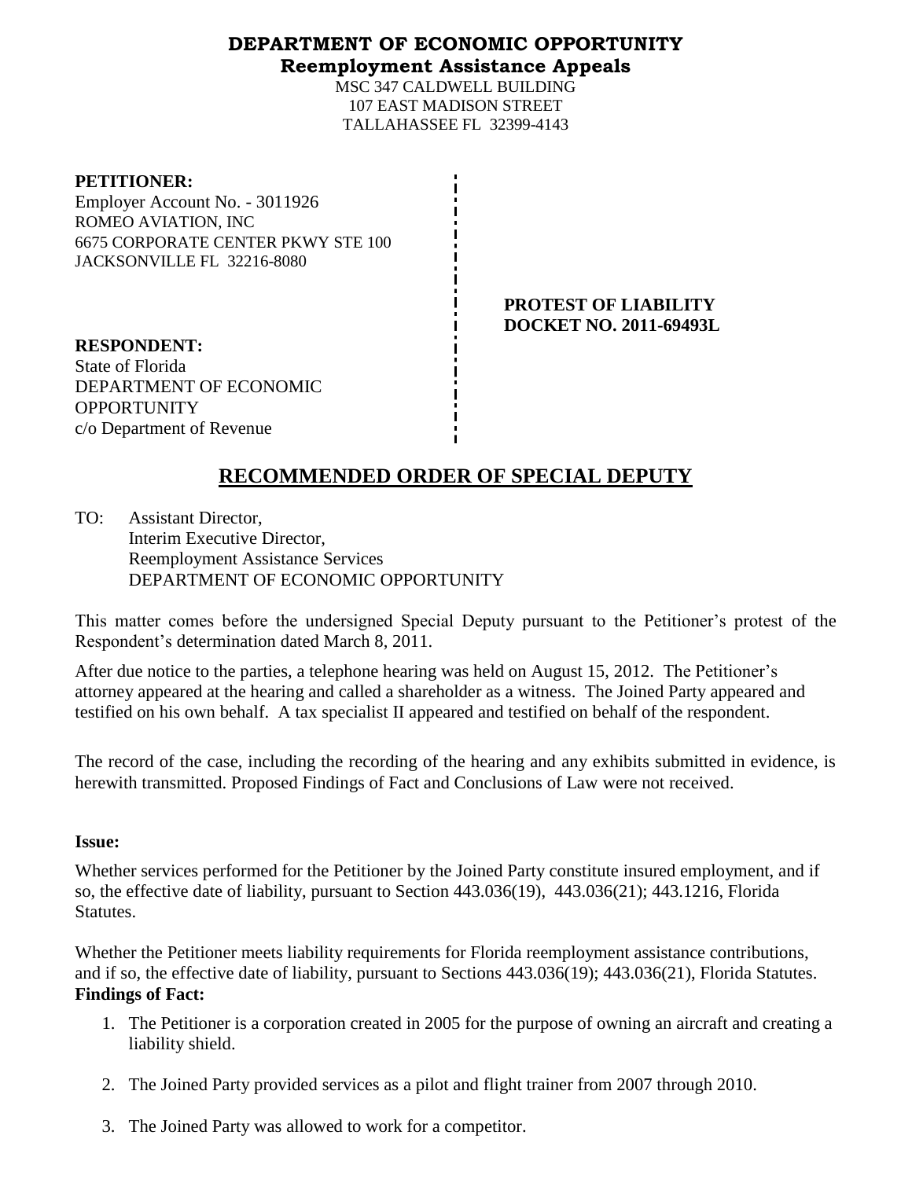**DEPARTMENT OF ECONOMIC OPPORTUNITY**
**Reemployment Assistance Appeals**

MSC 347 CALDWELL BUILDING
107 EAST MADISON STREET
TALLAHASSEE FL 32399-4143

**PETITIONER:**
Employer Account No. - 3011926
ROMEO AVIATION, INC
6675 CORPORATE CENTER PKWY STE 100
JACKSONVILLE FL 32216-8080

**PROTEST OF LIABILITY**
**DOCKET NO. 2011-69493L**

**RESPONDENT:**
State of Florida
DEPARTMENT OF ECONOMIC OPPORTUNITY
c/o Department of Revenue

# RECOMMENDED ORDER OF SPECIAL DEPUTY

TO: Assistant Director,
Interim Executive Director,
Reemployment Assistance Services
DEPARTMENT OF ECONOMIC OPPORTUNITY

This matter comes before the undersigned Special Deputy pursuant to the Petitioner's protest of the Respondent's determination dated March 8, 2011.

After due notice to the parties, a telephone hearing was held on August 15, 2012. The Petitioner's attorney appeared at the hearing and called a shareholder as a witness. The Joined Party appeared and testified on his own behalf. A tax specialist II appeared and testified on behalf of the respondent.

The record of the case, including the recording of the hearing and any exhibits submitted in evidence, is herewith transmitted. Proposed Findings of Fact and Conclusions of Law were not received.

**Issue:**

Whether services performed for the Petitioner by the Joined Party constitute insured employment, and if so, the effective date of liability, pursuant to Section 443.036(19), 443.036(21); 443.1216, Florida Statutes.

Whether the Petitioner meets liability requirements for Florida reemployment assistance contributions, and if so, the effective date of liability, pursuant to Sections 443.036(19); 443.036(21), Florida Statutes.

**Findings of Fact:**

1. The Petitioner is a corporation created in 2005 for the purpose of owning an aircraft and creating a liability shield.
2. The Joined Party provided services as a pilot and flight trainer from 2007 through 2010.
3. The Joined Party was allowed to work for a competitor.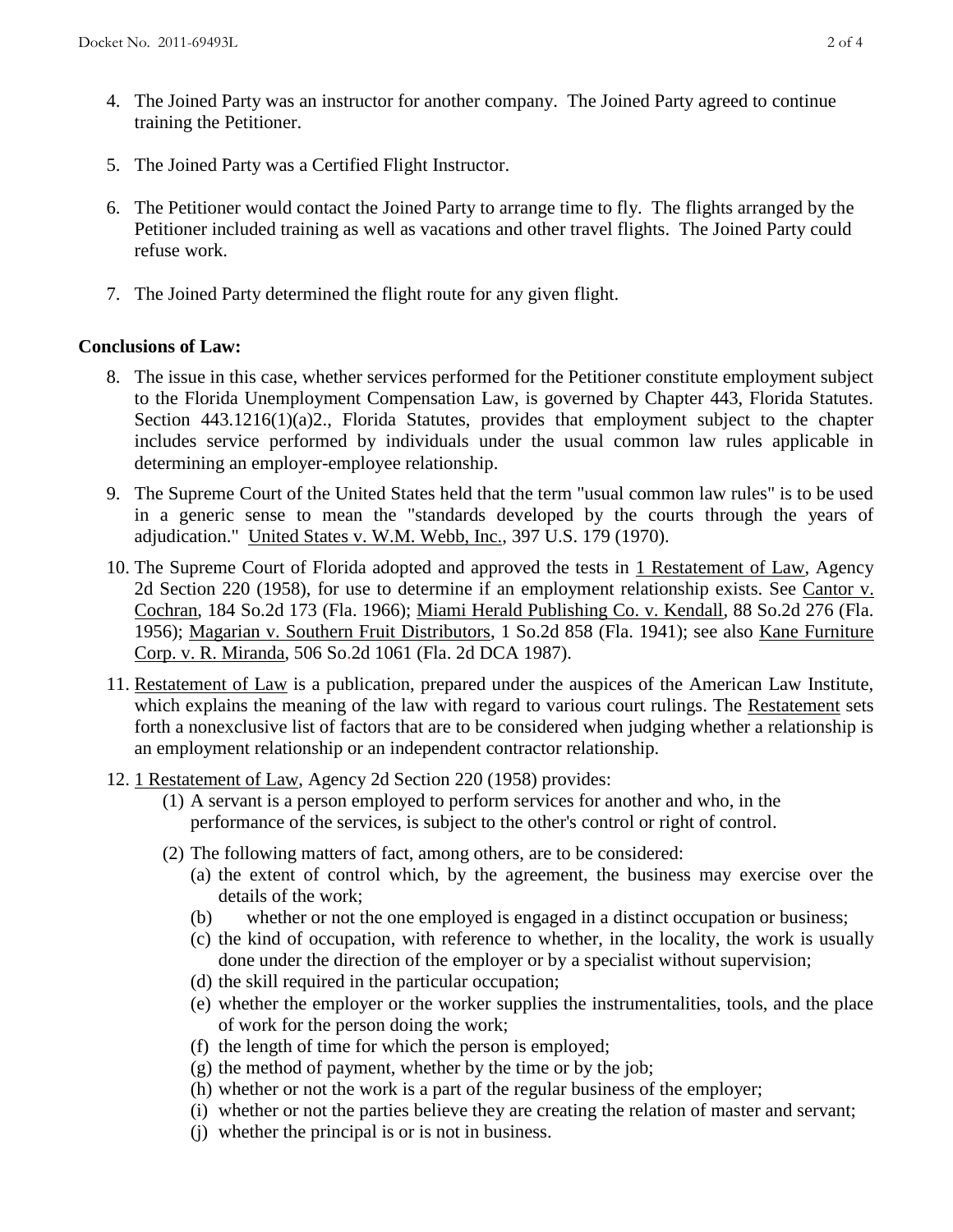4. The Joined Party was an instructor for another company. The Joined Party agreed to continue training the Petitioner.

5. The Joined Party was a Certified Flight Instructor.

6. The Petitioner would contact the Joined Party to arrange time to fly. The flights arranged by the Petitioner included training as well as vacations and other travel flights. The Joined Party could refuse work.

7. The Joined Party determined the flight route for any given flight.

**Conclusions of Law:**

8. The issue in this case, whether services performed for the Petitioner constitute employment subject to the Florida Unemployment Compensation Law, is governed by Chapter 443, Florida Statutes. Section 443.1216(1)(a)2., Florida Statutes, provides that employment subject to the chapter includes service performed by individuals under the usual common law rules applicable in determining an employer-employee relationship.

9. The Supreme Court of the United States held that the term "usual common law rules" is to be used in a generic sense to mean the "standards developed by the courts through the years of adjudication." United States v. W.M. Webb, Inc., 397 U.S. 179 (1970).

10. The Supreme Court of Florida adopted and approved the tests in 1 Restatement of Law, Agency 2d Section 220 (1958), for use to determine if an employment relationship exists. See Cantor v. Cochran, 184 So.2d 173 (Fla. 1966); Miami Herald Publishing Co. v. Kendall, 88 So.2d 276 (Fla. 1956); Magarian v. Southern Fruit Distributors, 1 So.2d 858 (Fla. 1941); see also Kane Furniture Corp. v. R. Miranda, 506 So.2d 1061 (Fla. 2d DCA 1987).

11. Restatement of Law is a publication, prepared under the auspices of the American Law Institute, which explains the meaning of the law with regard to various court rulings. The Restatement sets forth a nonexclusive list of factors that are to be considered when judging whether a relationship is an employment relationship or an independent contractor relationship.

12. 1 Restatement of Law, Agency 2d Section 220 (1958) provides:
    (1) A servant is a person employed to perform services for another and who, in the performance of the services, is subject to the other's control or right of control.
    (2) The following matters of fact, among others, are to be considered:
        (a) the extent of control which, by the agreement, the business may exercise over the details of the work;
        (b) whether or not the one employed is engaged in a distinct occupation or business;
        (c) the kind of occupation, with reference to whether, in the locality, the work is usually done under the direction of the employer or by a specialist without supervision;
        (d) the skill required in the particular occupation;
        (e) whether the employer or the worker supplies the instrumentalities, tools, and the place of work for the person doing the work;
        (f) the length of time for which the person is employed;
        (g) the method of payment, whether by the time or by the job;
        (h) whether or not the work is a part of the regular business of the employer;
        (i) whether or not the parties believe they are creating the relation of master and servant;
        (j) whether the principal is or is not in business.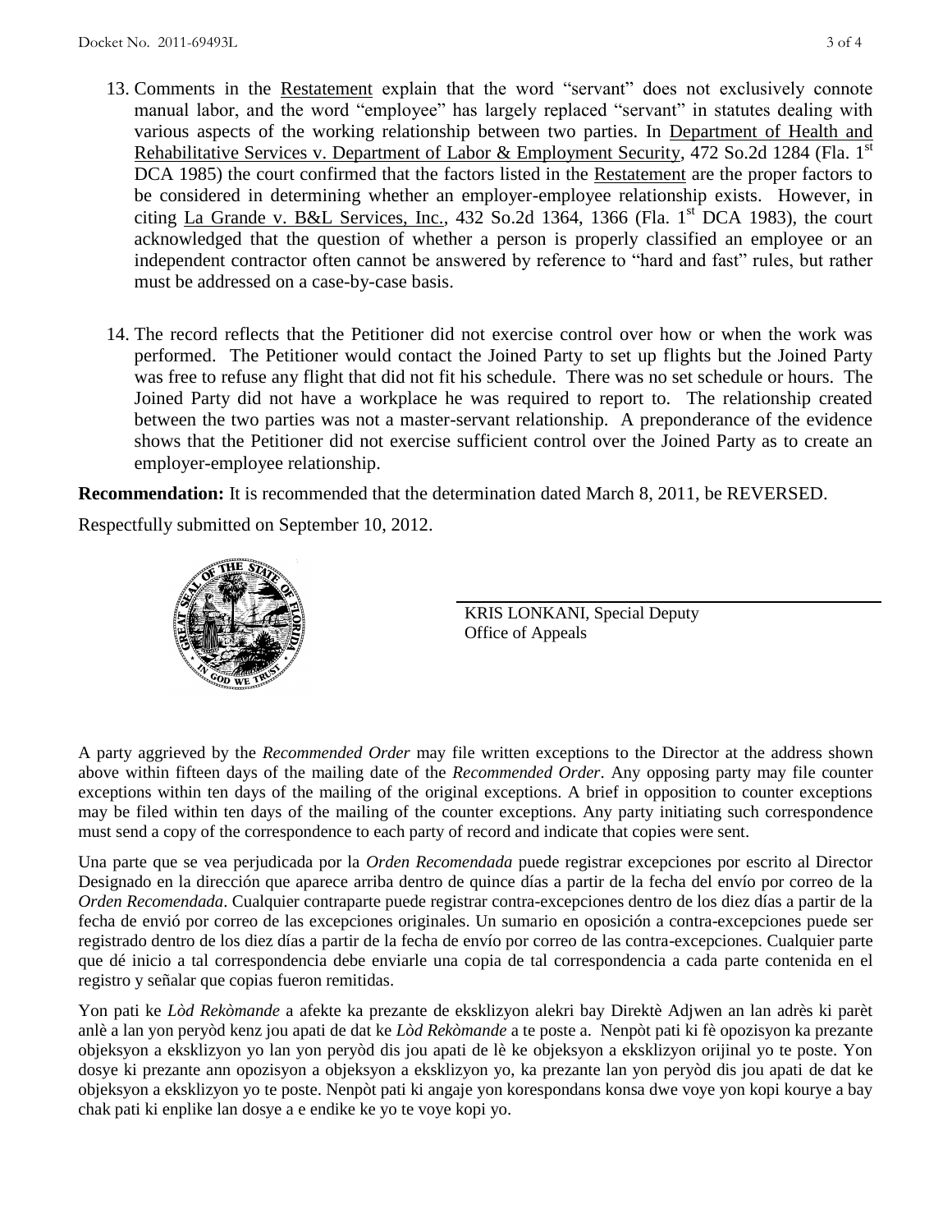13. Comments in the Restatement explain that the word "servant" does not exclusively connote manual labor, and the word "employee" has largely replaced "servant" in statutes dealing with various aspects of the working relationship between two parties. In Department of Health and Rehabilitative Services v. Department of Labor & Employment Security, 472 So.2d 1284 (Fla. 1st DCA 1985) the court confirmed that the factors listed in the Restatement are the proper factors to be considered in determining whether an employer-employee relationship exists. However, in citing La Grande v. B&L Services, Inc., 432 So.2d 1364, 1366 (Fla. 1st DCA 1983), the court acknowledged that the question of whether a person is properly classified an employee or an independent contractor often cannot be answered by reference to "hard and fast" rules, but rather must be addressed on a case-by-case basis.

14. The record reflects that the Petitioner did not exercise control over how or when the work was performed. The Petitioner would contact the Joined Party to set up flights but the Joined Party was free to refuse any flight that did not fit his schedule. There was no set schedule or hours. The Joined Party did not have a workplace he was required to report to. The relationship created between the two parties was not a master-servant relationship. A preponderance of the evidence shows that the Petitioner did not exercise sufficient control over the Joined Party as to create an employer-employee relationship.

**Recommendation:** It is recommended that the determination dated March 8, 2011, be REVERSED.

Respectfully submitted on September 10, 2012.

KRIS LONKANI, Special Deputy
Office of Appeals

A party aggrieved by the *Recommended Order* may file written exceptions to the Director at the address shown above within fifteen days of the mailing date of the *Recommended Order*. Any opposing party may file counter exceptions within ten days of the mailing of the original exceptions. A brief in opposition to counter exceptions may be filed within ten days of the mailing of the counter exceptions. Any party initiating such correspondence must send a copy of the correspondence to each party of record and indicate that copies were sent.

Una parte que se vea perjudicada por la *Orden Recomendada* puede registrar excepciones por escrito al Director Designado en la dirección que aparece arriba dentro de quince días a partir de la fecha del envío por correo de la *Orden Recomendada*. Cualquier contraparte puede registrar contra-excepciones dentro de los diez días a partir de la fecha de envió por correo de las excepciones originales. Un sumario en oposición a contra-excepciones puede ser registrado dentro de los diez días a partir de la fecha de envío por correo de las contra-excepciones. Cualquier parte que dé inicio a tal correspondencia debe enviarle una copia de tal correspondencia a cada parte contenida en el registro y señalar que copias fueron remitidas.

Yon pati ke *Lòd Rekòmande* a afekte ka prezante de eksklizyon alekri bay Direktè Adjwen an lan adrès ki parèt anlè a lan yon peryòd kenz jou apati de dat ke *Lòd Rekòmande* a te poste a. Nenpòt pati ki fè opozisyon ka prezante objeksyon a eksklizyon yo lan yon peryòd dis jou apati de lè ke objeksyon a eksklizyon orijinal yo te poste. Yon dosye ki prezante ann opozisyon a objeksyon a eksklizyon yo, ka prezante lan yon peryòd dis jou apati de dat ke objeksyon a eksklizyon yo te poste. Nenpòt pati ki angaje yon korespondans konsa dwe voye yon kopi kourye a bay chak pati ki enplike lan dosye a e endike ke yo te voye kopi yo.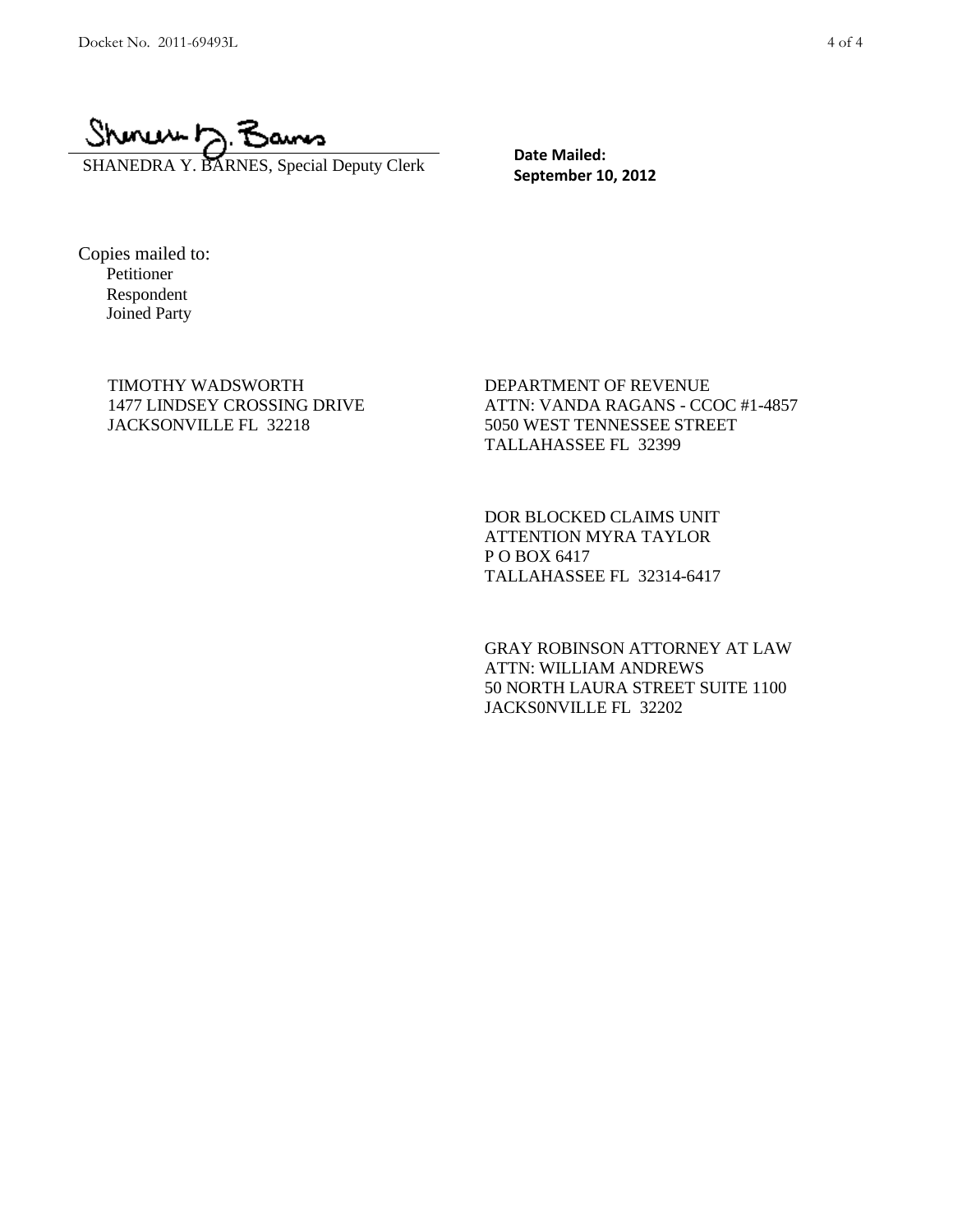SHANEDRA Y. BARNES, Special Deputy Clerk

**Date Mailed:**
**September 10, 2012**

Copies mailed to:
Petitioner
Respondent
Joined Party

TIMOTHY WADSWORTH
1477 LINDSEY CROSSING DRIVE
JACKSONVILLE FL 32218

DEPARTMENT OF REVENUE
ATTN: VANDA RAGANS - CCOC #1-4857
5050 WEST TENNESSEE STREET
TALLAHASSEE FL 32399

DOR BLOCKED CLAIMS UNIT
ATTENTION MYRA TAYLOR
P O BOX 6417
TALLAHASSEE FL 32314-6417

GRAY ROBINSON ATTORNEY AT LAW
ATTN: WILLIAM ANDREWS
50 NORTH LAURA STREET SUITE 1100
JACKS0NVILLE FL 32202